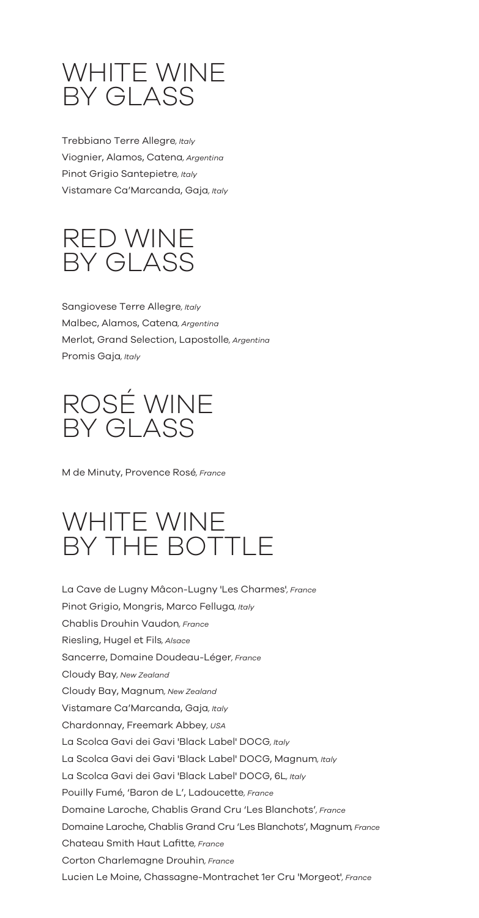# WHITE WINE BY GLASS

Trebbiano Terre Allegre, *Italy*
Viognier, Alamos, Catena, *Argentina*
Pinot Grigio Santepietre, *Italy*
Vistamare Ca'Marcanda, Gaja, *Italy*

# RED WINE BY GLASS

Sangiovese Terre Allegre, *Italy*
Malbec, Alamos, Catena, *Argentina*
Merlot, Grand Selection, Lapostolle, *Argentina*
Promis Gaja, *Italy*

# ROSÉ WINE BY GLASS

M de Minuty, Provence Rosé, *France*

# WHITE WINE BY THE BOTTLE

La Cave de Lugny Mâcon-Lugny 'Les Charmes', *France*
Pinot Grigio, Mongris, Marco Felluga, *Italy*
Chablis Drouhin Vaudon, *France*
Riesling, Hugel et Fils, *Alsace*
Sancerre, Domaine Doudeau-Léger, *France*
Cloudy Bay, *New Zealand*
Cloudy Bay, Magnum, *New Zealand*
Vistamare Ca'Marcanda, Gaja, *Italy*
Chardonnay, Freemark Abbey, *USA*
La Scolca Gavi dei Gavi 'Black Label' DOCG, *Italy*
La Scolca Gavi dei Gavi 'Black Label' DOCG, Magnum, *Italy*
La Scolca Gavi dei Gavi 'Black Label' DOCG, 6L, *Italy*
Pouilly Fumé, 'Baron de L', Ladoucette, *France*
Domaine Laroche, Chablis Grand Cru 'Les Blanchots', *France*
Domaine Laroche, Chablis Grand Cru 'Les Blanchots', Magnum, *France*
Chateau Smith Haut Lafitte, *France*
Corton Charlemagne Drouhin, *France*
Lucien Le Moine, Chassagne-Montrachet 1er Cru 'Morgeot', *France*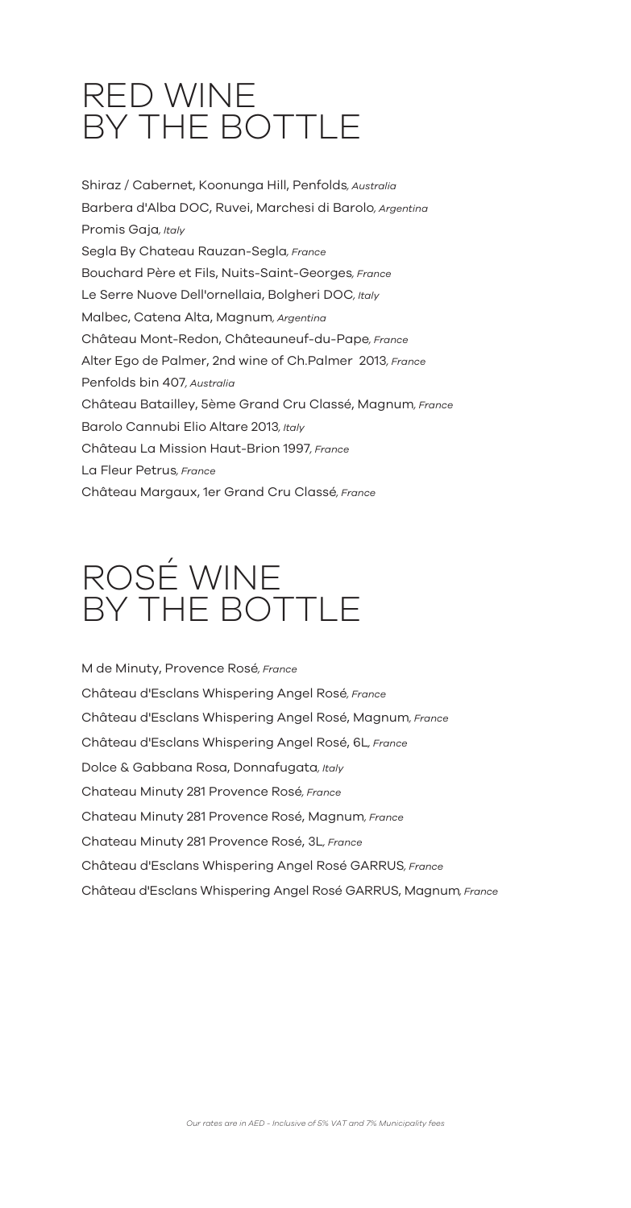# RED WINE BY THE BOTTLE

Shiraz / Cabernet, Koonunga Hill, Penfolds, *Australia*

Barbera d'Alba DOC, Ruvei, Marchesi di Barolo, *Argentina*

Promis Gaja, *Italy*

Segla By Chateau Rauzan-Segla, *France*

Bouchard Père et Fils, Nuits-Saint-Georges, *France*

Le Serre Nuove Dell'ornellaia, Bolgheri DOC, *Italy*

Malbec, Catena Alta, Magnum, *Argentina*

Château Mont-Redon, Châteauneuf-du-Pape, *France*

Alter Ego de Palmer, 2nd wine of Ch.Palmer 2013, *France*

Penfolds bin 407, *Australia*

Château Batailley, 5ème Grand Cru Classé, Magnum, *France*

Barolo Cannubi Elio Altare 2013, *Italy*

Château La Mission Haut-Brion 1997, *France*

La Fleur Petrus, *France*

Château Margaux, 1er Grand Cru Classé, *France*

# ROSÉ WINE BY THE BOTTLE

M de Minuty, Provence Rosé, *France*

Château d'Esclans Whispering Angel Rosé, *France*

Château d'Esclans Whispering Angel Rosé, Magnum, *France*

Château d'Esclans Whispering Angel Rosé, 6L, *France*

Dolce & Gabbana Rosa, Donnafugata, *Italy*

Chateau Minuty 281 Provence Rosé, *France*

Chateau Minuty 281 Provence Rosé, Magnum, *France*

Chateau Minuty 281 Provence Rosé, 3L, *France*

Château d'Esclans Whispering Angel Rosé GARRUS, *France*

Château d'Esclans Whispering Angel Rosé GARRUS, Magnum, *France*

*Our rates are in AED - Inclusive of 5% VAT and 7% Municipality fees*